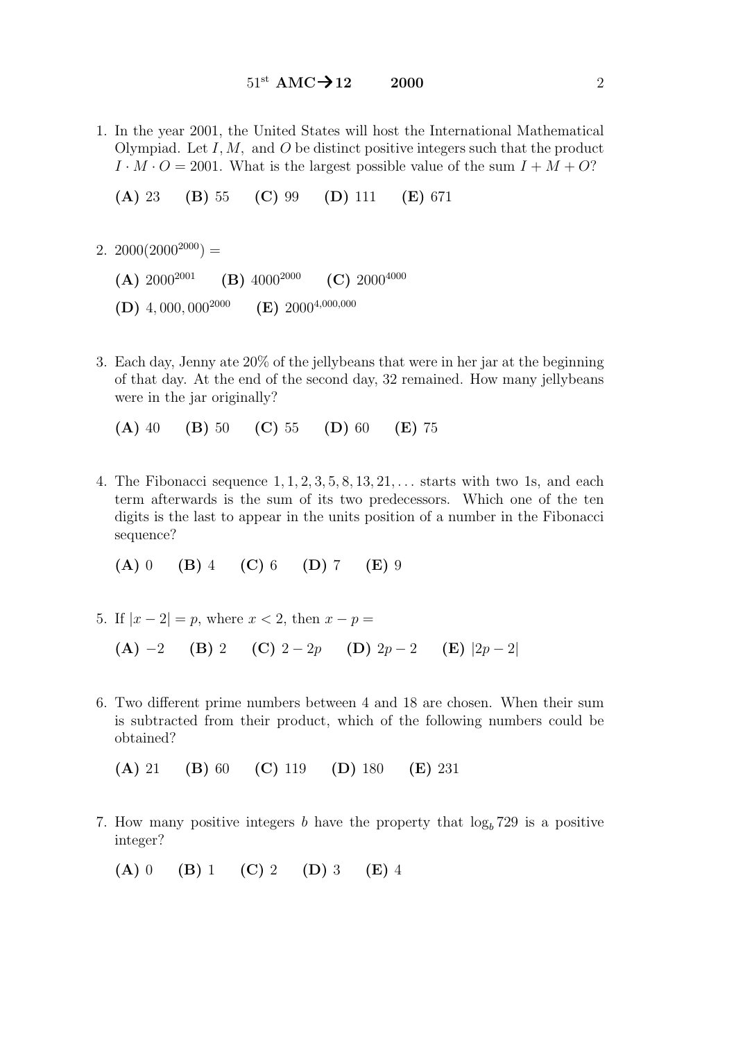1. In the year 2001, the United States will host the International Mathematical Olympiad. Let $I, M,$ and $O$ be distinct positive integers such that the product $I \cdot M \cdot O = 2001$. What is the largest possible value of the sum $I + M + O$?

   **(A)** 23 **(B)** 55 **(C)** 99 **(D)** 111 **(E)** 671

2. $2000(2000^{2000}) =$

   **(A)** $2000^{2001}$ **(B)** $4000^{2000}$ **(C)** $2000^{4000}$

   **(D)** $4,000,000^{2000}$ **(E)** $2000^{4,000,000}$

3. Each day, Jenny ate 20% of the jellybeans that were in her jar at the beginning of that day. At the end of the second day, 32 remained. How many jellybeans were in the jar originally?

   **(A)** 40 **(B)** 50 **(C)** 55 **(D)** 60 **(E)** 75

4. The Fibonacci sequence $1, 1, 2, 3, 5, 8, 13, 21, \ldots$ starts with two 1s, and each term afterwards is the sum of its two predecessors. Which one of the ten digits is the last to appear in the units position of a number in the Fibonacci sequence?

   **(A)** 0 **(B)** 4 **(C)** 6 **(D)** 7 **(E)** 9

5. If $|x - 2| = p$, where $x < 2$, then $x - p =$

   **(A)** $-2$ **(B)** $2$ **(C)** $2 - 2p$ **(D)** $2p - 2$ **(E)** $|2p - 2|$

6. Two different prime numbers between 4 and 18 are chosen. When their sum is subtracted from their product, which of the following numbers could be obtained?

   **(A)** 21 **(B)** 60 **(C)** 119 **(D)** 180 **(E)** 231

7. How many positive integers $b$ have the property that $\log_b 729$ is a positive integer?

   **(A)** 0 **(B)** 1 **(C)** 2 **(D)** 3 **(E)** 4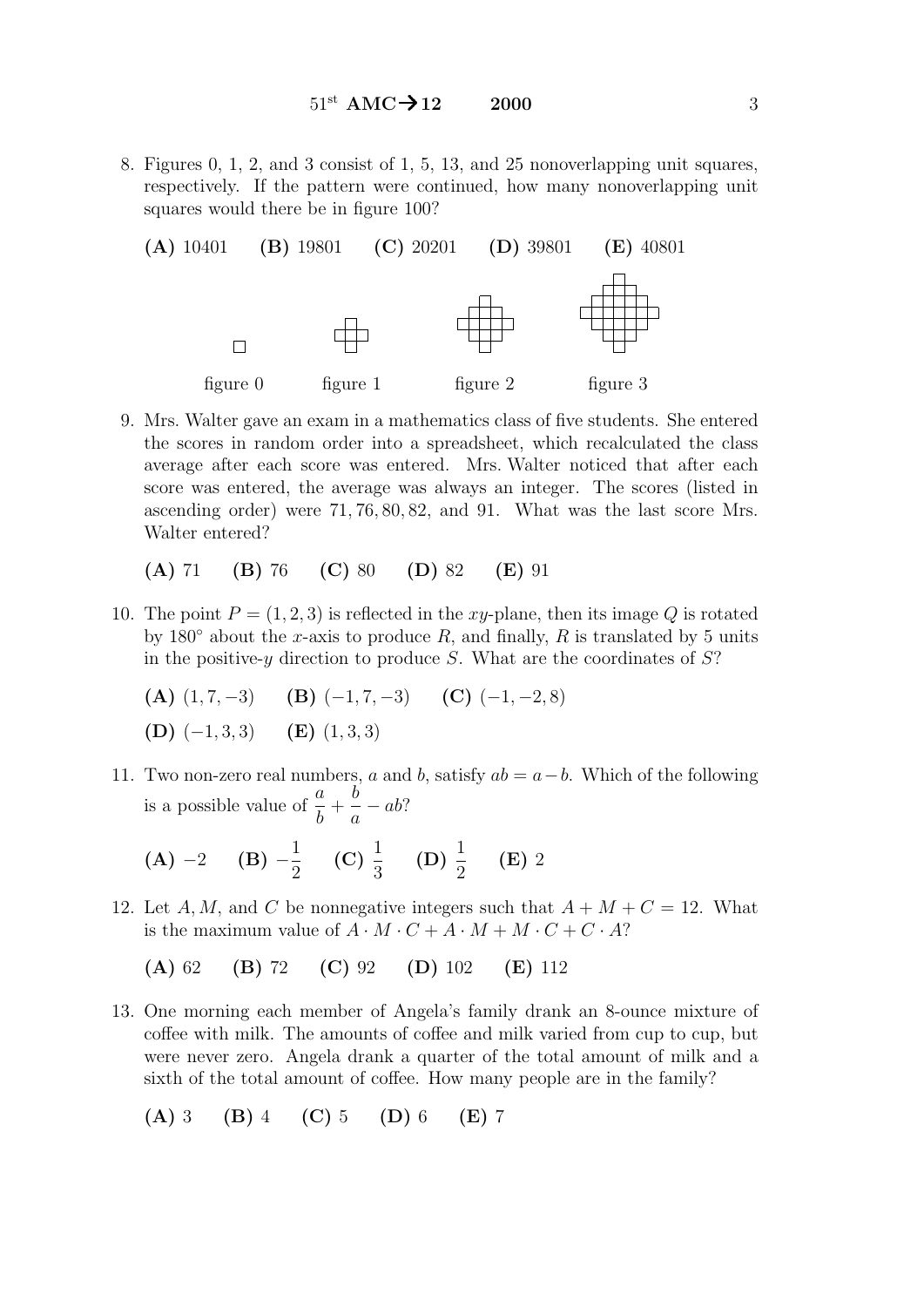8. Figures 0, 1, 2, and 3 consist of 1, 5, 13, and 25 nonoverlapping unit squares, respectively. If the pattern were continued, how many nonoverlapping unit squares would there be in figure 100?

   **(A)** 10401 **(B)** 19801 **(C)** 20201 **(D)** 39801 **(E)** 40801

   figure 0 figure 1 figure 2 figure 3

9. Mrs. Walter gave an exam in a mathematics class of five students. She entered the scores in random order into a spreadsheet, which recalculated the class average after each score was entered. Mrs. Walter noticed that after each score was entered, the average was always an integer. The scores (listed in ascending order) were 71, 76, 80, 82, and 91. What was the last score Mrs. Walter entered?

   **(A)** 71 **(B)** 76 **(C)** 80 **(D)** 82 **(E)** 91

10. The point $P = (1, 2, 3)$ is reflected in the $xy$-plane, then its image $Q$ is rotated by $180^\circ$ about the $x$-axis to produce $R$, and finally, $R$ is translated by 5 units in the positive-$y$ direction to produce $S$. What are the coordinates of $S$?

    **(A)** $(1, 7, -3)$ **(B)** $(-1, 7, -3)$ **(C)** $(-1, -2, 8)$

    **(D)** $(-1, 3, 3)$ **(E)** $(1, 3, 3)$

11. Two non-zero real numbers, $a$ and $b$, satisfy $ab = a - b$. Which of the following is a possible value of $\frac{a}{b} + \frac{b}{a} - ab$?

    **(A)** $-2$ **(B)** $-\frac{1}{2}$ **(C)** $\frac{1}{3}$ **(D)** $\frac{1}{2}$ **(E)** 2

12. Let $A, M$, and $C$ be nonnegative integers such that $A + M + C = 12$. What is the maximum value of $A \cdot M \cdot C + A \cdot M + M \cdot C + C \cdot A$?

    **(A)** 62 **(B)** 72 **(C)** 92 **(D)** 102 **(E)** 112

13. One morning each member of Angela's family drank an 8-ounce mixture of coffee with milk. The amounts of coffee and milk varied from cup to cup, but were never zero. Angela drank a quarter of the total amount of milk and a sixth of the total amount of coffee. How many people are in the family?

    **(A)** 3 **(B)** 4 **(C)** 5 **(D)** 6 **(E)** 7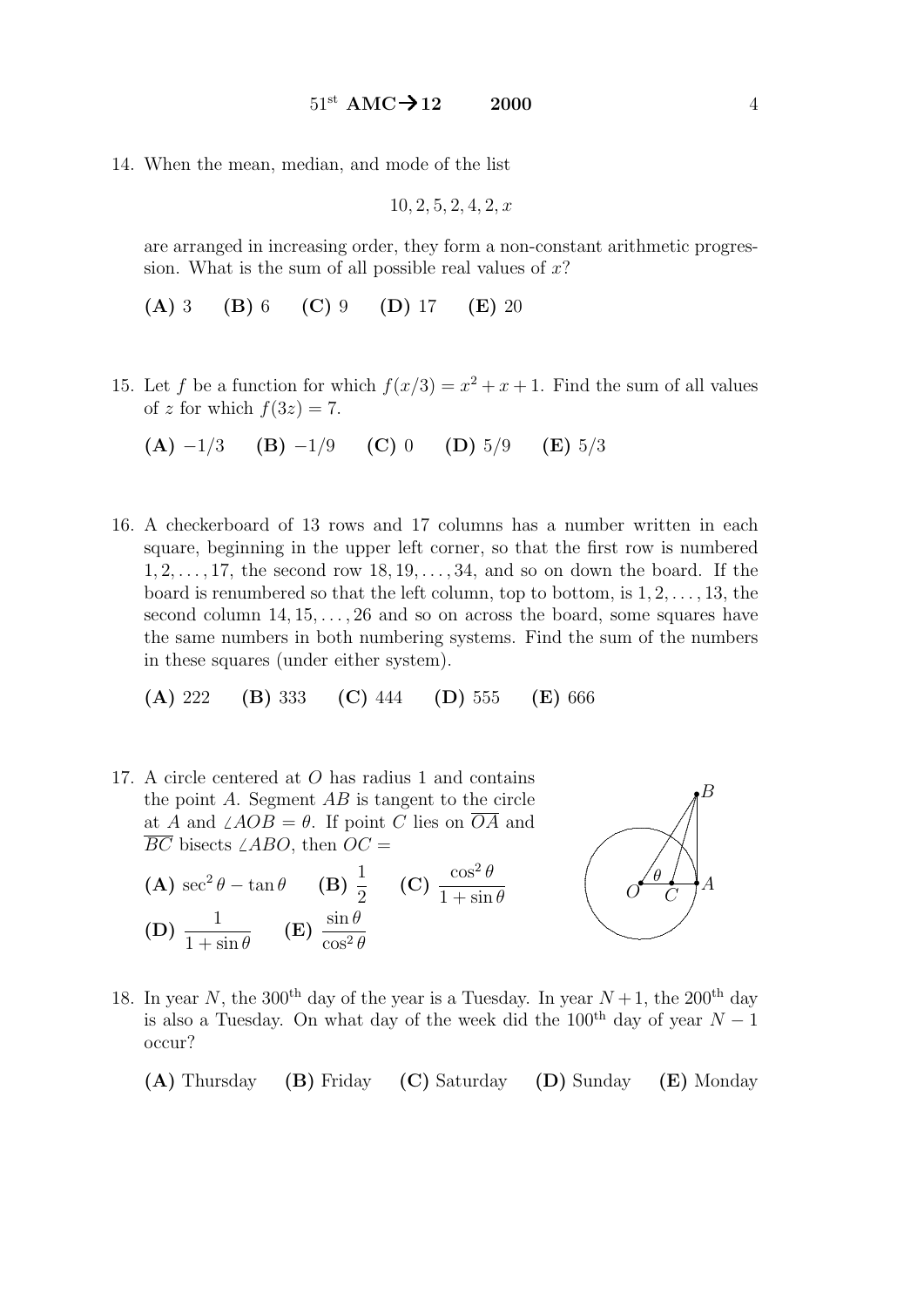14. When the mean, median, and mode of the list

$$10, 2, 5, 2, 4, 2, x$$

are arranged in increasing order, they form a non-constant arithmetic progression. What is the sum of all possible real values of $x$?

**(A)** 3 **(B)** 6 **(C)** 9 **(D)** 17 **(E)** 20

15. Let $f$ be a function for which $f(x/3) = x^2 + x + 1$. Find the sum of all values of $z$ for which $f(3z) = 7$.

**(A)** $-1/3$ **(B)** $-1/9$ **(C)** 0 **(D)** $5/9$ **(E)** $5/3$

16. A checkerboard of 13 rows and 17 columns has a number written in each square, beginning in the upper left corner, so that the first row is numbered $1, 2, \ldots, 17$, the second row $18, 19, \ldots, 34$, and so on down the board. If the board is renumbered so that the left column, top to bottom, is $1, 2, \ldots, 13$, the second column $14, 15, \ldots, 26$ and so on across the board, some squares have the same numbers in both numbering systems. Find the sum of the numbers in these squares (under either system).

**(A)** 222 **(B)** 333 **(C)** 444 **(D)** 555 **(E)** 666

17. A circle centered at $O$ has radius 1 and contains the point $A$. Segment $AB$ is tangent to the circle at $A$ and $\angle AOB = \theta$. If point $C$ lies on $\overline{OA}$ and $\overline{BC}$ bisects $\angle ABO$, then $OC =$

**(A)** $\sec^2\theta - \tan\theta$ **(B)** $\frac{1}{2}$ **(C)** $\frac{\cos^2\theta}{1+\sin\theta}$

**(D)** $\frac{1}{1+\sin\theta}$ **(E)** $\frac{\sin\theta}{\cos^2\theta}$

18. In year $N$, the $300^{\text{th}}$ day of the year is a Tuesday. In year $N+1$, the $200^{\text{th}}$ day is also a Tuesday. On what day of the week did the $100^{\text{th}}$ day of year $N-1$ occur?

**(A)** Thursday **(B)** Friday **(C)** Saturday **(D)** Sunday **(E)** Monday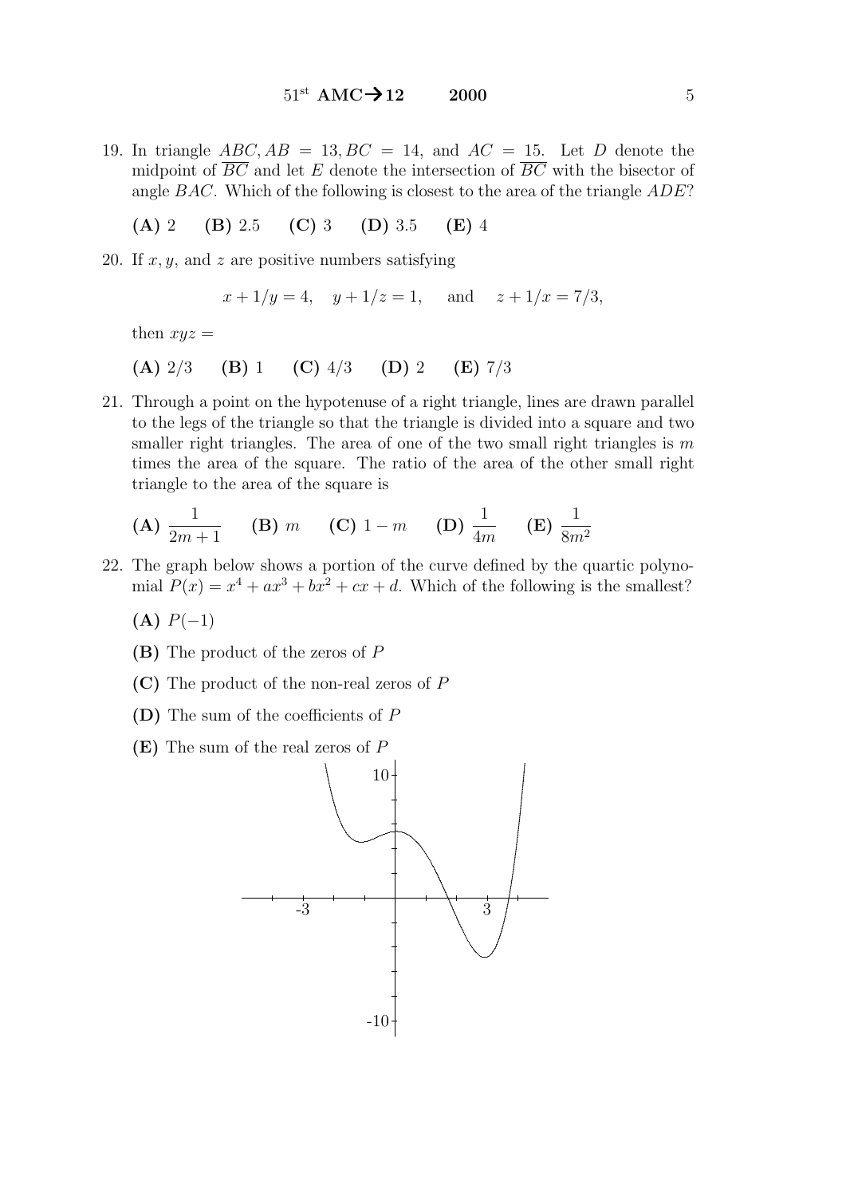19. In triangle $ABC, AB = 13, BC = 14$, and $AC = 15$. Let $D$ denote the midpoint of $\overline{BC}$ and let $E$ denote the intersection of $\overline{BC}$ with the bisector of angle $BAC$. Which of the following is closest to the area of the triangle $ADE$?

**(A)** 2 **(B)** 2.5 **(C)** 3 **(D)** 3.5 **(E)** 4

20. If $x, y$, and $z$ are positive numbers satisfying

$$x + 1/y = 4, \quad y + 1/z = 1, \quad \text{and} \quad z + 1/x = 7/3,$$

then $xyz =$

**(A)** $2/3$ **(B)** 1 **(C)** $4/3$ **(D)** 2 **(E)** $7/3$

21. Through a point on the hypotenuse of a right triangle, lines are drawn parallel to the legs of the triangle so that the triangle is divided into a square and two smaller right triangles. The area of one of the two small right triangles is $m$ times the area of the square. The ratio of the area of the other small right triangle to the area of the square is

**(A)** $\dfrac{1}{2m+1}$ **(B)** $m$ **(C)** $1-m$ **(D)** $\dfrac{1}{4m}$ **(E)** $\dfrac{1}{8m^2}$

22. The graph below shows a portion of the curve defined by the quartic polynomial $P(x) = x^4 + ax^3 + bx^2 + cx + d$. Which of the following is the smallest?

**(A)** $P(-1)$

**(B)** The product of the zeros of $P$

**(C)** The product of the non-real zeros of $P$

**(D)** The sum of the coefficients of $P$

**(E)** The sum of the real zeros of $P$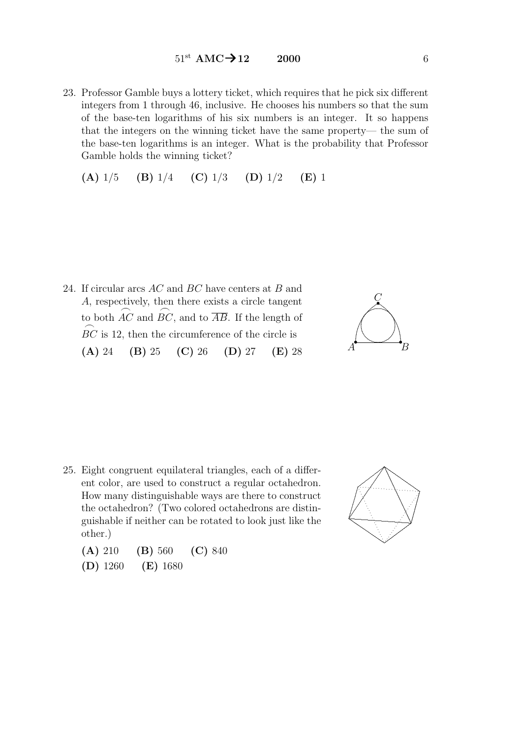23. Professor Gamble buys a lottery ticket, which requires that he pick six different integers from 1 through 46, inclusive. He chooses his numbers so that the sum of the base-ten logarithms of his six numbers is an integer. It so happens that the integers on the winning ticket have the same property— the sum of the base-ten logarithms is an integer. What is the probability that Professor Gamble holds the winning ticket?

   **(A)** 1/5 **(B)** 1/4 **(C)** 1/3 **(D)** 1/2 **(E)** 1

24. If circular arcs $AC$ and $BC$ have centers at $B$ and $A$, respectively, then there exists a circle tangent to both $\overset{\frown}{AC}$ and $\overset{\frown}{BC}$, and to $\overline{AB}$. If the length of $\overset{\frown}{BC}$ is 12, then the circumference of the circle is

   **(A)** 24 **(B)** 25 **(C)** 26 **(D)** 27 **(E)** 28

25. Eight congruent equilateral triangles, each of a different color, are used to construct a regular octahedron. How many distinguishable ways are there to construct the octahedron? (Two colored octahedrons are distinguishable if neither can be rotated to look just like the other.)

   **(A)** 210 **(B)** 560 **(C)** 840
   **(D)** 1260 **(E)** 1680